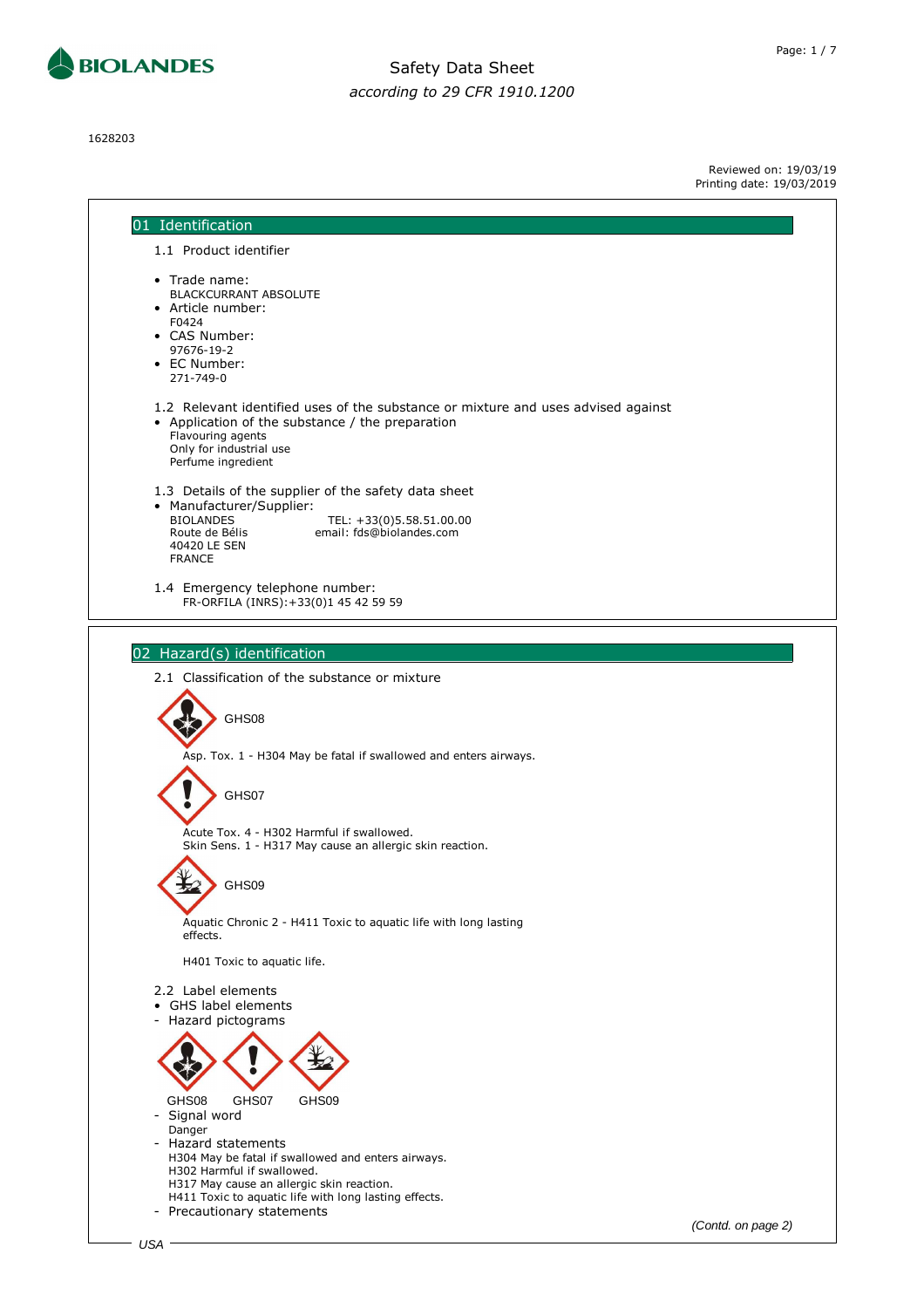BIOLANDES

# Safety Data Sheet

*according to 29 CFR 1910.1200*

1628203

Reviewed on: 19/03/19
Printing date: 19/03/2019

## 01 Identification

### 1.1 Product identifier

- Trade name:
  BLACKCURRANT ABSOLUTE
- Article number:
  F0424
- CAS Number:
  97676-19-2
- EC Number:
  271-749-0

### 1.2 Relevant identified uses of the substance or mixture and uses advised against

- Application of the substance / the preparation
  Flavouring agents
  Only for industrial use
  Perfume ingredient

### 1.3 Details of the supplier of the safety data sheet

- Manufacturer/Supplier:
  BIOLANDES
  Route de Bélis
  40420 LE SEN
  FRANCE
  TEL: +33(0)5.58.51.00.00
  email: fds@biolandes.com

### 1.4 Emergency telephone number:

FR-ORFILA (INRS):+33(0)1 45 42 59 59

## 02 Hazard(s) identification

### 2.1 Classification of the substance or mixture

GHS08

Asp. Tox. 1 - H304 May be fatal if swallowed and enters airways.

GHS07

Acute Tox. 4 - H302 Harmful if swallowed.
Skin Sens. 1 - H317 May cause an allergic skin reaction.

GHS09

Aquatic Chronic 2 - H411 Toxic to aquatic life with long lasting effects.

H401 Toxic to aquatic life.

### 2.2 Label elements

- GHS label elements
- Hazard pictograms

GHS08 GHS07 GHS09

- Signal word
  Danger
- Hazard statements
  H304 May be fatal if swallowed and enters airways.
  H302 Harmful if swallowed.
  H317 May cause an allergic skin reaction.
  H411 Toxic to aquatic life with long lasting effects.
- Precautionary statements

*(Contd. on page 2)*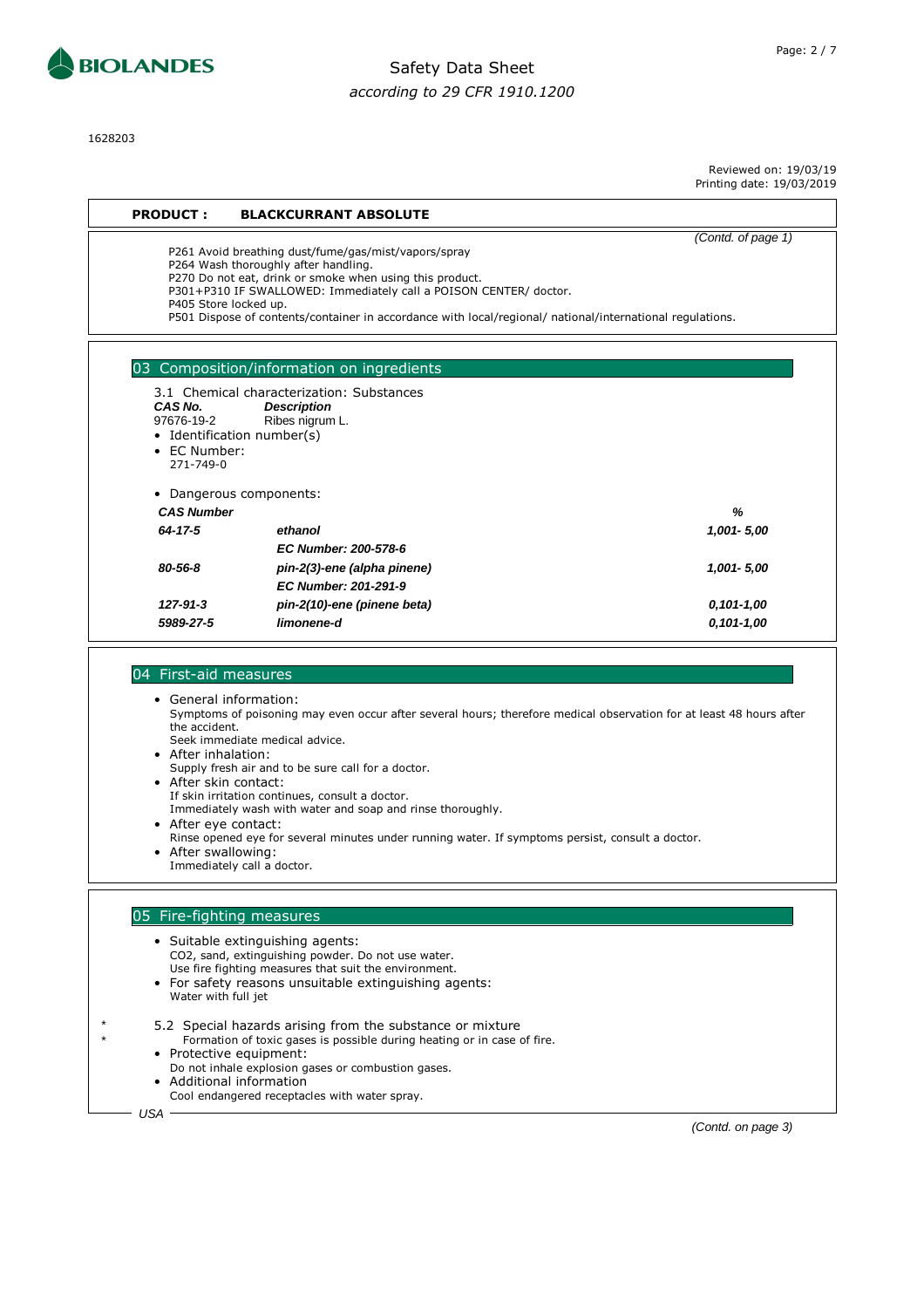**PRODUCT : BLACKCURRANT ABSOLUTE**

*(Contd. of page 1)*

P261 Avoid breathing dust/fume/gas/mist/vapors/spray
P264 Wash thoroughly after handling.
P270 Do not eat, drink or smoke when using this product.
P301+P310 IF SWALLOWED: Immediately call a POISON CENTER/ doctor.
P405 Store locked up.
P501 Dispose of contents/container in accordance with local/regional/ national/international regulations.

## 03 Composition/information on ingredients

3.1 Chemical characterization: Substances

| ***CAS No.*** | ***Description*** |
|---|---|
| 97676-19-2 | Ribes nigrum L. |

- Identification number(s)
- EC Number:
  271-749-0

- Dangerous components:

| ***CAS Number*** | | ***%*** |
|---|---|---|
| ***64-17-5*** | ***ethanol*** | ***1,001- 5,00*** |
| | ***EC Number: 200-578-6*** | |
| ***80-56-8*** | ***pin-2(3)-ene (alpha pinene)*** | ***1,001- 5,00*** |
| | ***EC Number: 201-291-9*** | |
| ***127-91-3*** | ***pin-2(10)-ene (pinene beta)*** | ***0,101-1,00*** |
| ***5989-27-5*** | ***limonene-d*** | ***0,101-1,00*** |

## 04 First-aid measures

- General information:
  Symptoms of poisoning may even occur after several hours; therefore medical observation for at least 48 hours after the accident.
  Seek immediate medical advice.
- After inhalation:
  Supply fresh air and to be sure call for a doctor.
- After skin contact:
  If skin irritation continues, consult a doctor.
  Immediately wash with water and soap and rinse thoroughly.
- After eye contact:
  Rinse opened eye for several minutes under running water. If symptoms persist, consult a doctor.
- After swallowing:
  Immediately call a doctor.

## 05 Fire-fighting measures

- Suitable extinguishing agents:
  $CO_2$, sand, extinguishing powder. Do not use water.
  Use fire fighting measures that suit the environment.
- For safety reasons unsuitable extinguishing agents:
  Water with full jet

\* 5.2 Special hazards arising from the substance or mixture
\* Formation of toxic gases is possible during heating or in case of fire.

- Protective equipment:
  Do not inhale explosion gases or combustion gases.
- Additional information
  Cool endangered receptacles with water spray.

*USA*

*(Contd. on page 3)*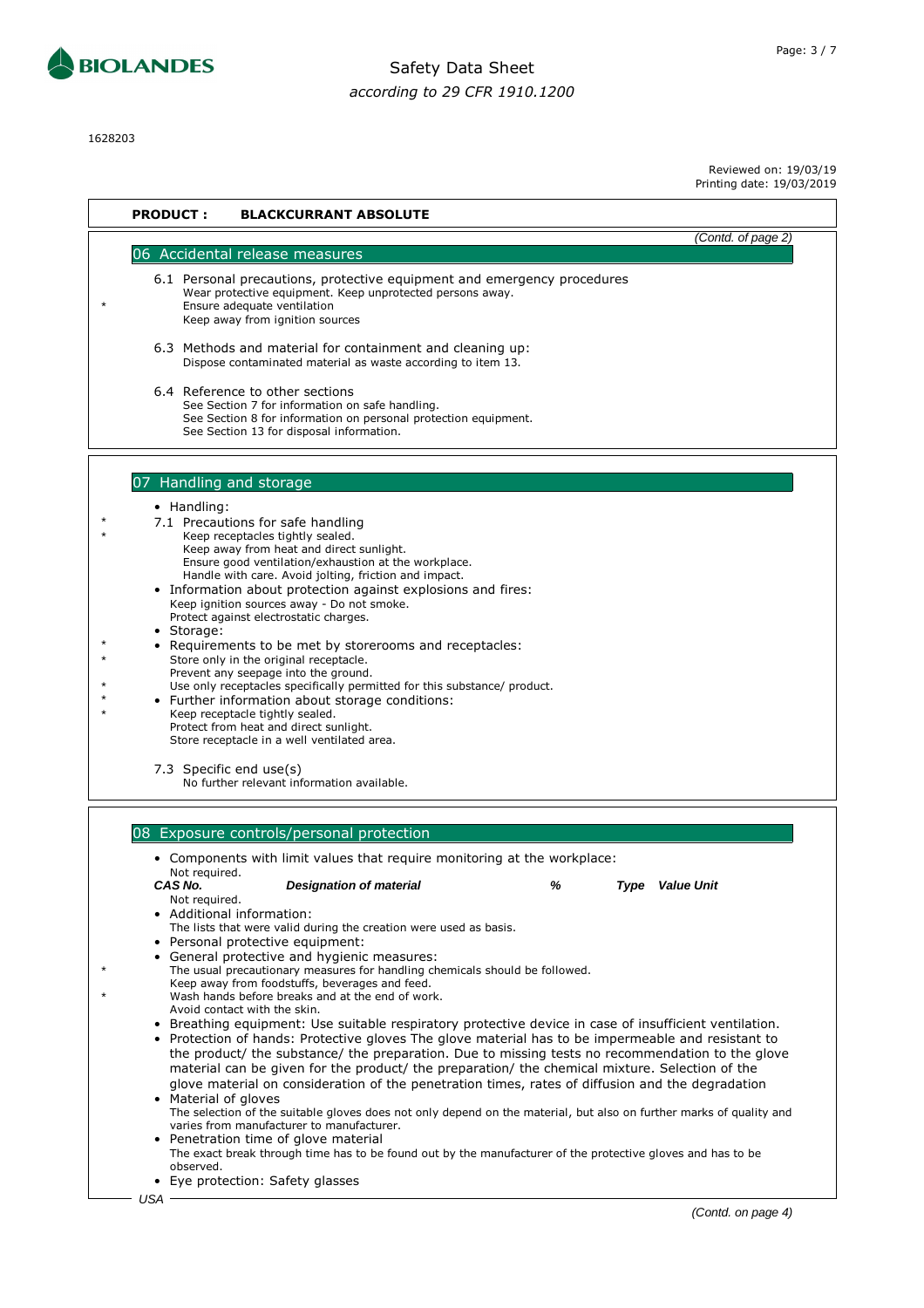**PRODUCT : BLACKCURRANT ABSOLUTE**

(Contd. of page 2)

## 06 Accidental release measures

6.1 Personal precautions, protective equipment and emergency procedures
Wear protective equipment. Keep unprotected persons away.
Ensure adequate ventilation
Keep away from ignition sources

6.3 Methods and material for containment and cleaning up:
Dispose contaminated material as waste according to item 13.

6.4 Reference to other sections
See Section 7 for information on safe handling.
See Section 8 for information on personal protection equipment.
See Section 13 for disposal information.

## 07 Handling and storage

- Handling:

7.1 Precautions for safe handling
Keep receptacles tightly sealed.
Keep away from heat and direct sunlight.
Ensure good ventilation/exhaustion at the workplace.
Handle with care. Avoid jolting, friction and impact.

- Information about protection against explosions and fires:
Keep ignition sources away - Do not smoke.
Protect against electrostatic charges.
- Storage:
- Requirements to be met by storerooms and receptacles:
Store only in the original receptacle.
Prevent any seepage into the ground.
Use only receptacles specifically permitted for this substance/ product.
- Further information about storage conditions:
Keep receptacle tightly sealed.
Protect from heat and direct sunlight.
Store receptacle in a well ventilated area.

7.3 Specific end use(s)
No further relevant information available.

## 08 Exposure controls/personal protection

- Components with limit values that require monitoring at the workplace:
Not required.

| CAS No. | Designation of material | % | Type | Value Unit |
|---|---|---|---|---|

Not required.

- Additional information:
The lists that were valid during the creation were used as basis.
- Personal protective equipment:
- General protective and hygienic measures:
The usual precautionary measures for handling chemicals should be followed.
Keep away from foodstuffs, beverages and feed.
Wash hands before breaks and at the end of work.
Avoid contact with the skin.
- Breathing equipment: Use suitable respiratory protective device in case of insufficient ventilation.
- Protection of hands: Protective gloves The glove material has to be impermeable and resistant to the product/ the substance/ the preparation. Due to missing tests no recommendation to the glove material can be given for the product/ the preparation/ the chemical mixture. Selection of the glove material on consideration of the penetration times, rates of diffusion and the degradation
- Material of gloves
The selection of the suitable gloves does not only depend on the material, but also on further marks of quality and varies from manufacturer to manufacturer.
- Penetration time of glove material
The exact break through time has to be found out by the manufacturer of the protective gloves and has to be observed.
- Eye protection: Safety glasses

(Contd. on page 4)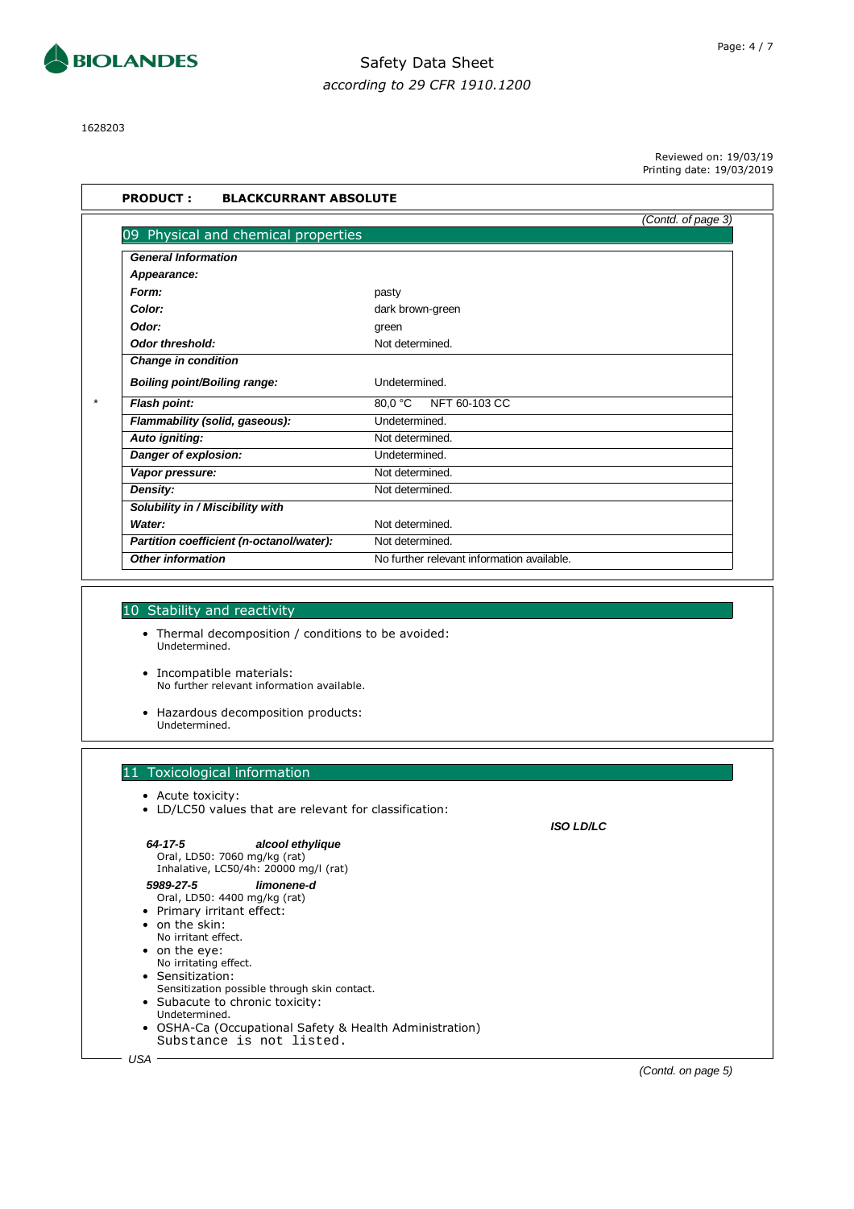1628203

Reviewed on: 19/03/19
Printing date: 19/03/2019

**PRODUCT : BLACKCURRANT ABSOLUTE**

*(Contd. of page 3)*

## 09 Physical and chemical properties

| | |
|---|---|
| ***General Information*** | |
| ***Appearance:*** | |
| ***Form:*** | pasty |
| ***Color:*** | dark brown-green |
| ***Odor:*** | green |
| ***Odor threshold:*** | Not determined. |
| ***Change in condition*** | |
| ***Boiling point/Boiling range:*** | Undetermined. |
| * ***Flash point:*** | 80,0 °C NFT 60-103 CC |
| ***Flammability (solid, gaseous):*** | Undetermined. |
| ***Auto igniting:*** | Not determined. |
| ***Danger of explosion:*** | Undetermined. |
| ***Vapor pressure:*** | Not determined. |
| ***Density:*** | Not determined. |
| ***Solubility in / Miscibility with*** | |
| ***Water:*** | Not determined. |
| ***Partition coefficient (n-octanol/water):*** | Not determined. |
| ***Other information*** | No further relevant information available. |

## 10 Stability and reactivity

- Thermal decomposition / conditions to be avoided:
  Undetermined.
- Incompatible materials:
  No further relevant information available.
- Hazardous decomposition products:
  Undetermined.

## 11 Toxicological information

- Acute toxicity:
- LD/LC50 values that are relevant for classification:

***ISO LD/LC***

***64-17-5*** ***alcool ethylique***
Oral, LD50: 7060 mg/kg (rat)
Inhalative, LC50/4h: 20000 mg/l (rat)

***5989-27-5*** ***limonene-d***
Oral, LD50: 4400 mg/kg (rat)

- Primary irritant effect:
- on the skin:
  No irritant effect.
- on the eye:
  No irritating effect.
- Sensitization:
  Sensitization possible through skin contact.
- Subacute to chronic toxicity:
  Undetermined.
- OSHA-Ca (Occupational Safety & Health Administration)
  Substance is not listed.

*USA*

*(Contd. on page 5)*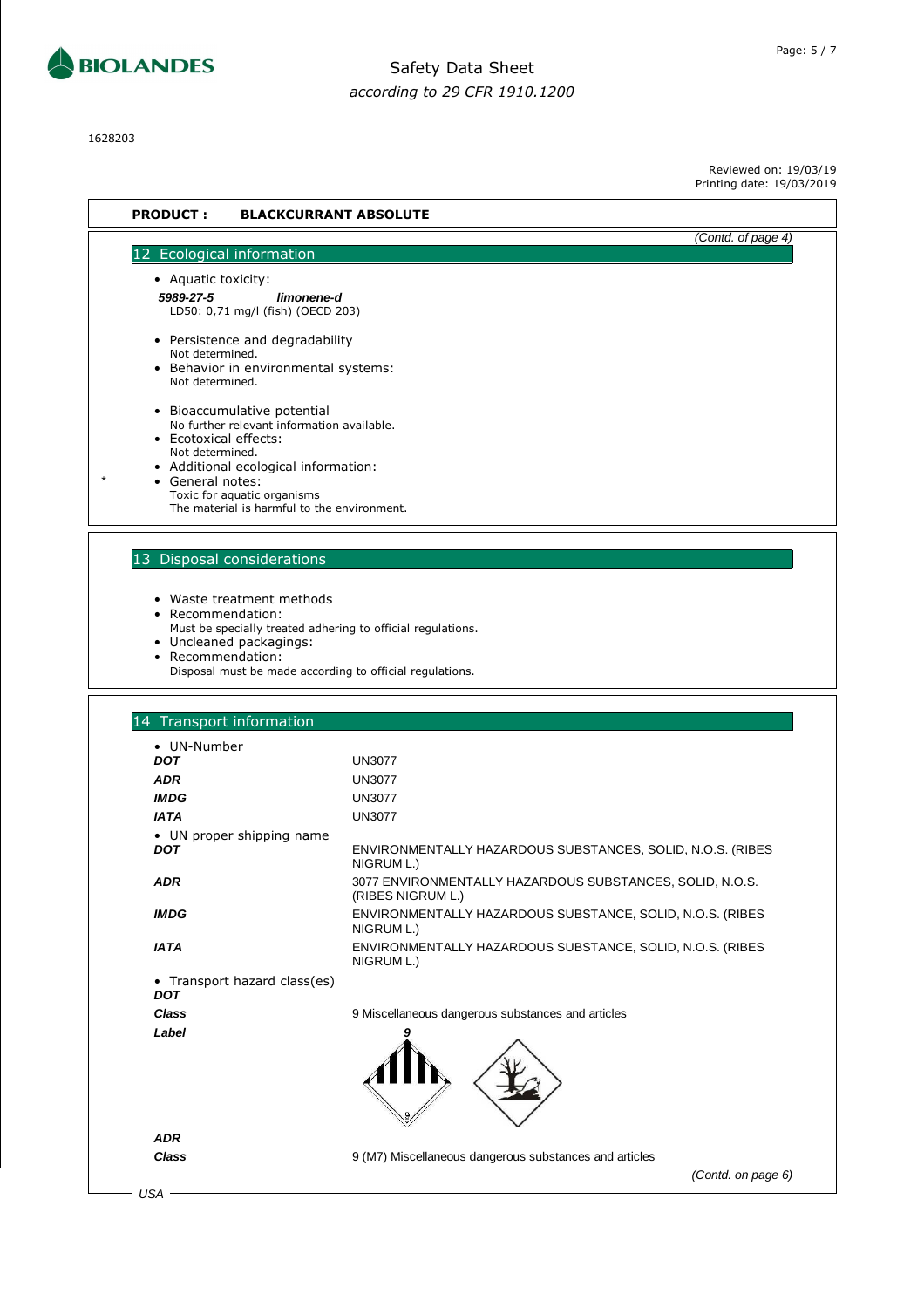PRODUCT : **BLACKCURRANT ABSOLUTE**

*(Contd. of page 4)*

## 12 Ecological information

- Aquatic toxicity:

| | |
|---|---|
| ***5989-27-5*** | ***limonene-d*** |
| LD50: 0,71 mg/l (fish) (OECD 203) | |

- Persistence and degradability
  Not determined.
- Behavior in environmental systems:
  Not determined.
- Bioaccumulative potential
  No further relevant information available.
- Ecotoxical effects:
  Not determined.
- Additional ecological information:
- \* General notes:
  Toxic for aquatic organisms
  The material is harmful to the environment.

## 13 Disposal considerations

- Waste treatment methods
- Recommendation:
  Must be specially treated adhering to official regulations.
- Uncleaned packagings:
- Recommendation:
  Disposal must be made according to official regulations.

## 14 Transport information

- UN-Number

| | |
|---|---|
| ***DOT*** | UN3077 |
| ***ADR*** | UN3077 |
| ***IMDG*** | UN3077 |
| ***IATA*** | UN3077 |

- UN proper shipping name

| | |
|---|---|
| ***DOT*** | ENVIRONMENTALLY HAZARDOUS SUBSTANCES, SOLID, N.O.S. (RIBES NIGRUM L.) |
| ***ADR*** | 3077 ENVIRONMENTALLY HAZARDOUS SUBSTANCES, SOLID, N.O.S. (RIBES NIGRUM L.) |
| ***IMDG*** | ENVIRONMENTALLY HAZARDOUS SUBSTANCE, SOLID, N.O.S. (RIBES NIGRUM L.) |
| ***IATA*** | ENVIRONMENTALLY HAZARDOUS SUBSTANCE, SOLID, N.O.S. (RIBES NIGRUM L.) |

- Transport hazard class(es)

***DOT***

| | |
|---|---|
| ***Class*** | 9 Miscellaneous dangerous substances and articles |
| ***Label*** | 9 |

***ADR***

| | |
|---|---|
| ***Class*** | 9 (M7) Miscellaneous dangerous substances and articles |

*(Contd. on page 6)*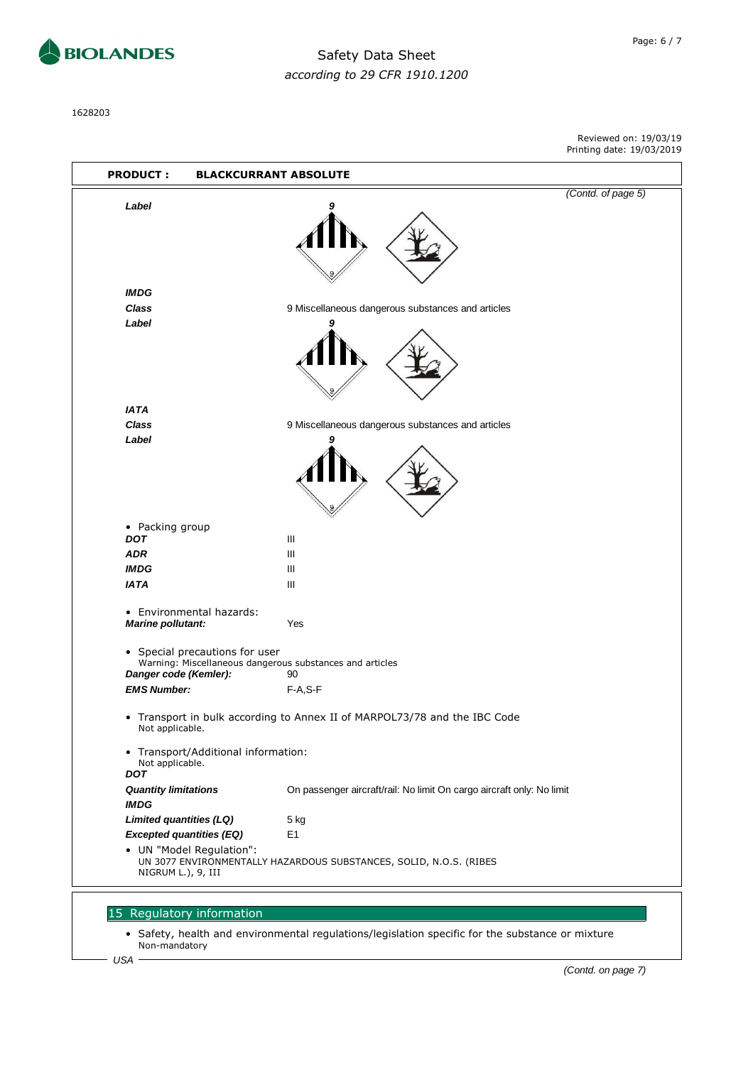**PRODUCT : BLACKCURRANT ABSOLUTE**

(Contd. of page 5)

***Label***

***IMDG***

***Class*** 9 Miscellaneous dangerous substances and articles

***Label***

***IATA***

***Class*** 9 Miscellaneous dangerous substances and articles

***Label***

- Packing group

| | |
|---|---|
| ***DOT*** | III |
| ***ADR*** | III |
| ***IMDG*** | III |
| ***IATA*** | III |

- Environmental hazards:

***Marine pollutant:*** Yes

- Special precautions for user

Warning: Miscellaneous dangerous substances and articles

***Danger code (Kemler):*** 90

***EMS Number:*** F-A,S-F

- Transport in bulk according to Annex II of MARPOL73/78 and the IBC Code

Not applicable.

- Transport/Additional information:

Not applicable.

***DOT***

***Quantity limitations*** On passenger aircraft/rail: No limit On cargo aircraft only: No limit

***IMDG***

***Limited quantities (LQ)*** 5 kg

***Excepted quantities (EQ)*** E1

- UN "Model Regulation":

UN 3077 ENVIRONMENTALLY HAZARDOUS SUBSTANCES, SOLID, N.O.S. (RIBES NIGRUM L.), 9, III

## 15 Regulatory information

- Safety, health and environmental regulations/legislation specific for the substance or mixture

Non-mandatory

*USA*

(Contd. on page 7)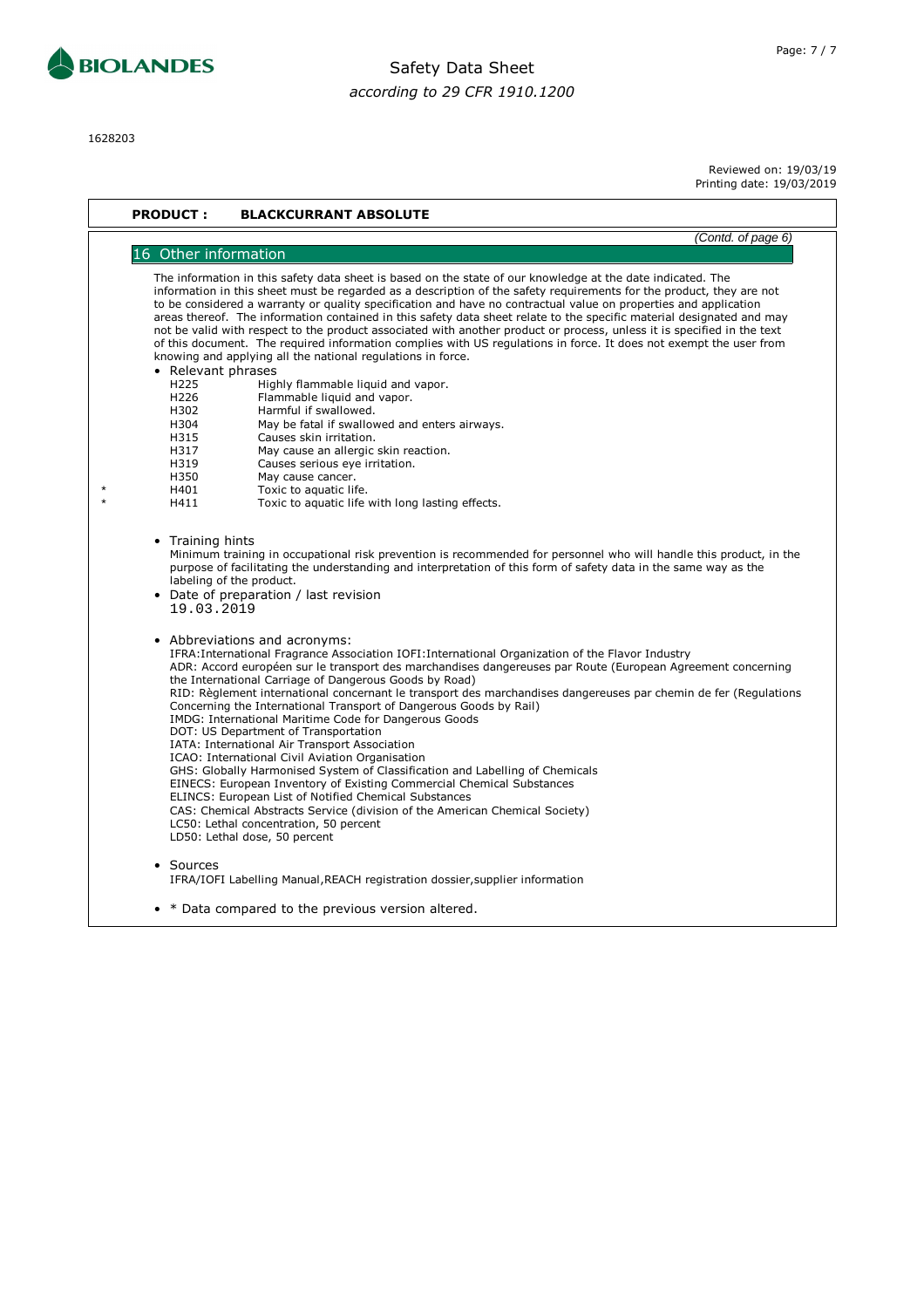1628203

Reviewed on: 19/03/19
Printing date: 19/03/2019

**PRODUCT : BLACKCURRANT ABSOLUTE**

*(Contd. of page 6)*

## 16 Other information

The information in this safety data sheet is based on the state of our knowledge at the date indicated. The information in this sheet must be regarded as a description of the safety requirements for the product, they are not to be considered a warranty or quality specification and have no contractual value on properties and application areas thereof. The information contained in this safety data sheet relate to the specific material designated and may not be valid with respect to the product associated with another product or process, unless it is specified in the text of this document. The required information complies with US regulations in force. It does not exempt the user from knowing and applying all the national regulations in force.

- Relevant phrases

| | | |
|---|---|---|
| | H225 | Highly flammable liquid and vapor. |
| | H226 | Flammable liquid and vapor. |
| | H302 | Harmful if swallowed. |
| | H304 | May be fatal if swallowed and enters airways. |
| | H315 | Causes skin irritation. |
| | H317 | May cause an allergic skin reaction. |
| | H319 | Causes serious eye irritation. |
| | H350 | May cause cancer. |
| * | H401 | Toxic to aquatic life. |
| * | H411 | Toxic to aquatic life with long lasting effects. |

- Training hints
  Minimum training in occupational risk prevention is recommended for personnel who will handle this product, in the purpose of facilitating the understanding and interpretation of this form of safety data in the same way as the labeling of the product.
- Date of preparation / last revision
  19.03.2019

- Abbreviations and acronyms:
  IFRA:International Fragrance Association IOFI:International Organization of the Flavor Industry
  ADR: Accord européen sur le transport des marchandises dangereuses par Route (European Agreement concerning the International Carriage of Dangerous Goods by Road)
  RID: Règlement international concernant le transport des marchandises dangereuses par chemin de fer (Regulations Concerning the International Transport of Dangerous Goods by Rail)
  IMDG: International Maritime Code for Dangerous Goods
  DOT: US Department of Transportation
  IATA: International Air Transport Association
  ICAO: International Civil Aviation Organisation
  GHS: Globally Harmonised System of Classification and Labelling of Chemicals
  EINECS: European Inventory of Existing Commercial Chemical Substances
  ELINCS: European List of Notified Chemical Substances
  CAS: Chemical Abstracts Service (division of the American Chemical Society)
  LC50: Lethal concentration, 50 percent
  LD50: Lethal dose, 50 percent

- Sources
  IFRA/IOFI Labelling Manual,REACH registration dossier,supplier information

- * Data compared to the previous version altered.